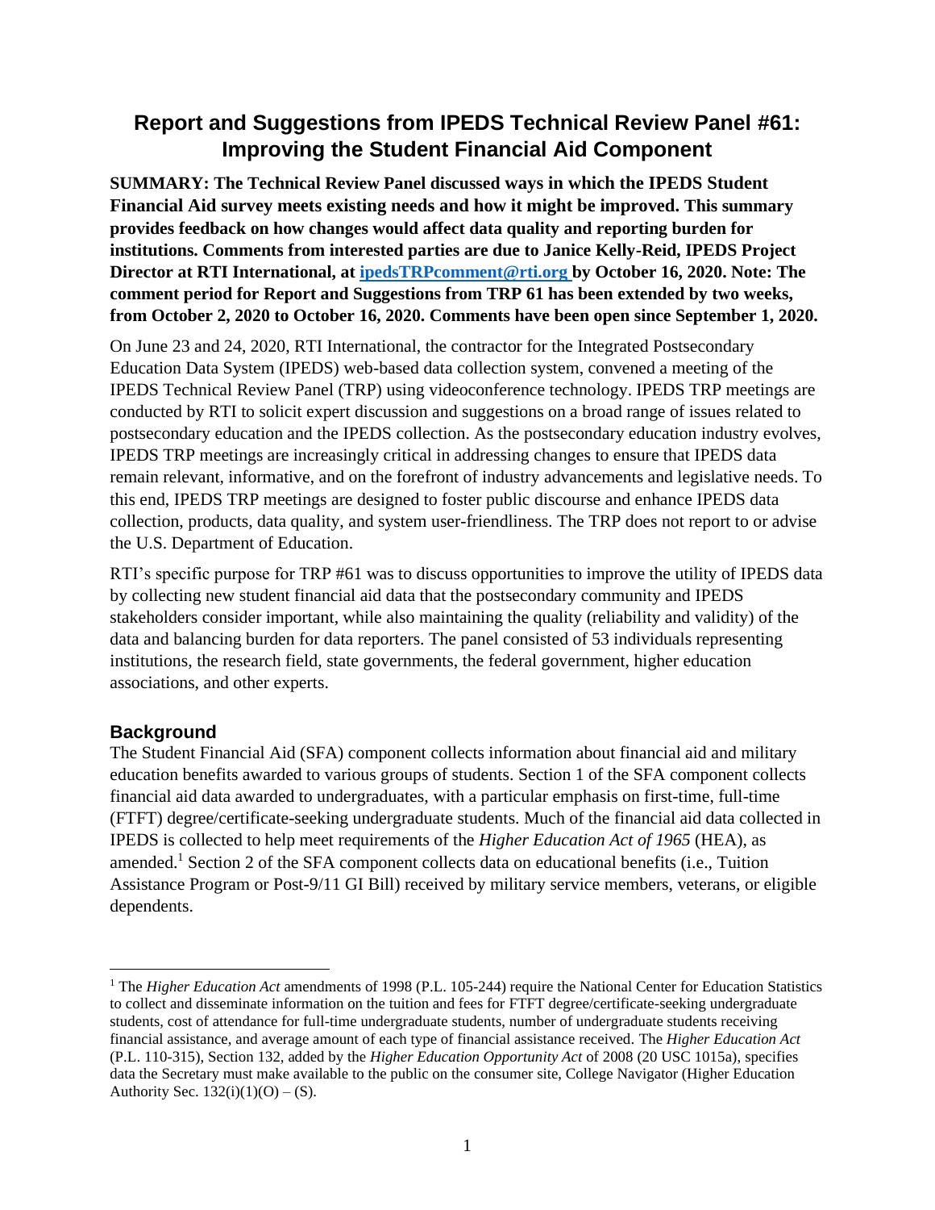# Report and Suggestions from IPEDS Technical Review Panel #61: Improving the Student Financial Aid Component

**SUMMARY: The Technical Review Panel discussed ways in which the IPEDS Student Financial Aid survey meets existing needs and how it might be improved. This summary provides feedback on how changes would affect data quality and reporting burden for institutions. Comments from interested parties are due to Janice Kelly-Reid, IPEDS Project Director at RTI International, at [ipedsTRPcomment@rti.org](mailto:ipedsTRPcomment@rti.org) by October 16, 2020. Note: The comment period for Report and Suggestions from TRP 61 has been extended by two weeks, from October 2, 2020 to October 16, 2020. Comments have been open since September 1, 2020.**

On June 23 and 24, 2020, RTI International, the contractor for the Integrated Postsecondary Education Data System (IPEDS) web-based data collection system, convened a meeting of the IPEDS Technical Review Panel (TRP) using videoconference technology. IPEDS TRP meetings are conducted by RTI to solicit expert discussion and suggestions on a broad range of issues related to postsecondary education and the IPEDS collection. As the postsecondary education industry evolves, IPEDS TRP meetings are increasingly critical in addressing changes to ensure that IPEDS data remain relevant, informative, and on the forefront of industry advancements and legislative needs. To this end, IPEDS TRP meetings are designed to foster public discourse and enhance IPEDS data collection, products, data quality, and system user-friendliness. The TRP does not report to or advise the U.S. Department of Education.

RTI's specific purpose for TRP #61 was to discuss opportunities to improve the utility of IPEDS data by collecting new student financial aid data that the postsecondary community and IPEDS stakeholders consider important, while also maintaining the quality (reliability and validity) of the data and balancing burden for data reporters. The panel consisted of 53 individuals representing institutions, the research field, state governments, the federal government, higher education associations, and other experts.

## Background

The Student Financial Aid (SFA) component collects information about financial aid and military education benefits awarded to various groups of students. Section 1 of the SFA component collects financial aid data awarded to undergraduates, with a particular emphasis on first-time, full-time (FTFT) degree/certificate-seeking undergraduate students. Much of the financial aid data collected in IPEDS is collected to help meet requirements of the *Higher Education Act of 1965* (HEA), as amended.[1] Section 2 of the SFA component collects data on educational benefits (i.e., Tuition Assistance Program or Post-9/11 GI Bill) received by military service members, veterans, or eligible dependents.

---

[1] The *Higher Education Act* amendments of 1998 (P.L. 105-244) require the National Center for Education Statistics to collect and disseminate information on the tuition and fees for FTFT degree/certificate-seeking undergraduate students, cost of attendance for full-time undergraduate students, number of undergraduate students receiving financial assistance, and average amount of each type of financial assistance received. The *Higher Education Act* (P.L. 110-315), Section 132, added by the *Higher Education Opportunity Act* of 2008 (20 USC 1015a), specifies data the Secretary must make available to the public on the consumer site, College Navigator (Higher Education Authority Sec. 132(i)(1)(O) – (S).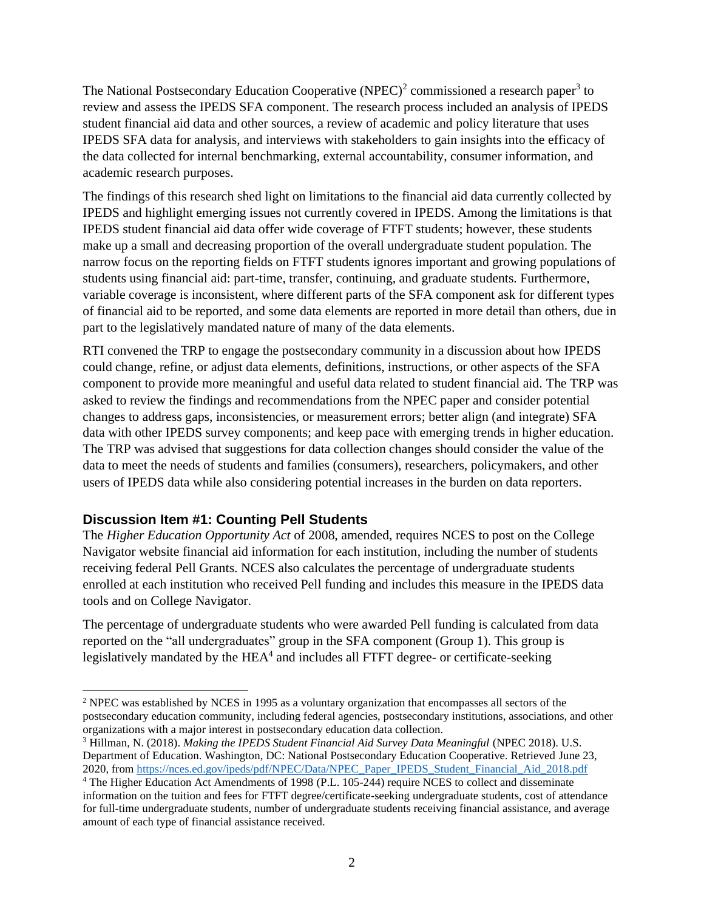The National Postsecondary Education Cooperative (NPEC)[2] commissioned a research paper[3] to review and assess the IPEDS SFA component. The research process included an analysis of IPEDS student financial aid data and other sources, a review of academic and policy literature that uses IPEDS SFA data for analysis, and interviews with stakeholders to gain insights into the efficacy of the data collected for internal benchmarking, external accountability, consumer information, and academic research purposes.

The findings of this research shed light on limitations to the financial aid data currently collected by IPEDS and highlight emerging issues not currently covered in IPEDS. Among the limitations is that IPEDS student financial aid data offer wide coverage of FTFT students; however, these students make up a small and decreasing proportion of the overall undergraduate student population. The narrow focus on the reporting fields on FTFT students ignores important and growing populations of students using financial aid: part-time, transfer, continuing, and graduate students. Furthermore, variable coverage is inconsistent, where different parts of the SFA component ask for different types of financial aid to be reported, and some data elements are reported in more detail than others, due in part to the legislatively mandated nature of many of the data elements.

RTI convened the TRP to engage the postsecondary community in a discussion about how IPEDS could change, refine, or adjust data elements, definitions, instructions, or other aspects of the SFA component to provide more meaningful and useful data related to student financial aid. The TRP was asked to review the findings and recommendations from the NPEC paper and consider potential changes to address gaps, inconsistencies, or measurement errors; better align (and integrate) SFA data with other IPEDS survey components; and keep pace with emerging trends in higher education. The TRP was advised that suggestions for data collection changes should consider the value of the data to meet the needs of students and families (consumers), researchers, policymakers, and other users of IPEDS data while also considering potential increases in the burden on data reporters.

## Discussion Item #1: Counting Pell Students

The *Higher Education Opportunity Act* of 2008, amended, requires NCES to post on the College Navigator website financial aid information for each institution, including the number of students receiving federal Pell Grants. NCES also calculates the percentage of undergraduate students enrolled at each institution who received Pell funding and includes this measure in the IPEDS data tools and on College Navigator.

The percentage of undergraduate students who were awarded Pell funding is calculated from data reported on the "all undergraduates" group in the SFA component (Group 1). This group is legislatively mandated by the HEA[4] and includes all FTFT degree- or certificate-seeking

---

[2] NPEC was established by NCES in 1995 as a voluntary organization that encompasses all sectors of the postsecondary education community, including federal agencies, postsecondary institutions, associations, and other organizations with a major interest in postsecondary education data collection.

[3] Hillman, N. (2018). *Making the IPEDS Student Financial Aid Survey Data Meaningful* (NPEC 2018). U.S. Department of Education. Washington, DC: National Postsecondary Education Cooperative. Retrieved June 23, 2020, from https://nces.ed.gov/ipeds/pdf/NPEC/Data/NPEC_Paper_IPEDS_Student_Financial_Aid_2018.pdf

[4] The Higher Education Act Amendments of 1998 (P.L. 105-244) require NCES to collect and disseminate information on the tuition and fees for FTFT degree/certificate-seeking undergraduate students, cost of attendance for full-time undergraduate students, number of undergraduate students receiving financial assistance, and average amount of each type of financial assistance received.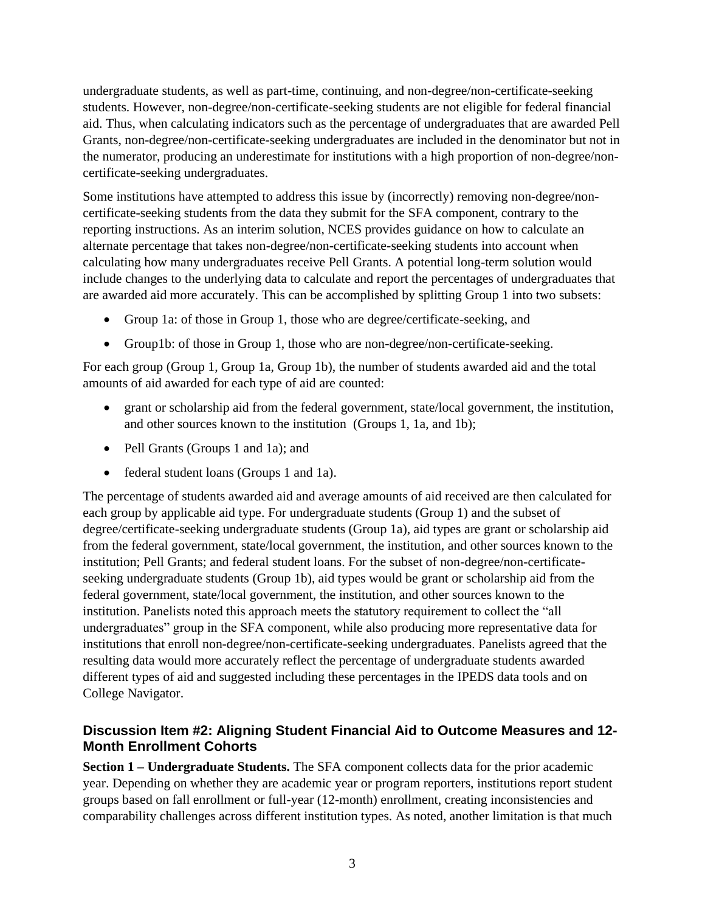undergraduate students, as well as part-time, continuing, and non-degree/non-certificate-seeking students. However, non-degree/non-certificate-seeking students are not eligible for federal financial aid. Thus, when calculating indicators such as the percentage of undergraduates that are awarded Pell Grants, non-degree/non-certificate-seeking undergraduates are included in the denominator but not in the numerator, producing an underestimate for institutions with a high proportion of non-degree/non-certificate-seeking undergraduates.

Some institutions have attempted to address this issue by (incorrectly) removing non-degree/non-certificate-seeking students from the data they submit for the SFA component, contrary to the reporting instructions. As an interim solution, NCES provides guidance on how to calculate an alternate percentage that takes non-degree/non-certificate-seeking students into account when calculating how many undergraduates receive Pell Grants. A potential long-term solution would include changes to the underlying data to calculate and report the percentages of undergraduates that are awarded aid more accurately. This can be accomplished by splitting Group 1 into two subsets:

- Group 1a: of those in Group 1, those who are degree/certificate-seeking, and
- Group1b: of those in Group 1, those who are non-degree/non-certificate-seeking.

For each group (Group 1, Group 1a, Group 1b), the number of students awarded aid and the total amounts of aid awarded for each type of aid are counted:

- grant or scholarship aid from the federal government, state/local government, the institution, and other sources known to the institution (Groups 1, 1a, and 1b);
- Pell Grants (Groups 1 and 1a); and
- federal student loans (Groups 1 and 1a).

The percentage of students awarded aid and average amounts of aid received are then calculated for each group by applicable aid type. For undergraduate students (Group 1) and the subset of degree/certificate-seeking undergraduate students (Group 1a), aid types are grant or scholarship aid from the federal government, state/local government, the institution, and other sources known to the institution; Pell Grants; and federal student loans. For the subset of non-degree/non-certificate-seeking undergraduate students (Group 1b), aid types would be grant or scholarship aid from the federal government, state/local government, the institution, and other sources known to the institution. Panelists noted this approach meets the statutory requirement to collect the "all undergraduates" group in the SFA component, while also producing more representative data for institutions that enroll non-degree/non-certificate-seeking undergraduates. Panelists agreed that the resulting data would more accurately reflect the percentage of undergraduate students awarded different types of aid and suggested including these percentages in the IPEDS data tools and on College Navigator.

### Discussion Item #2: Aligning Student Financial Aid to Outcome Measures and 12-Month Enrollment Cohorts

**Section 1 – Undergraduate Students.** The SFA component collects data for the prior academic year. Depending on whether they are academic year or program reporters, institutions report student groups based on fall enrollment or full-year (12-month) enrollment, creating inconsistencies and comparability challenges across different institution types. As noted, another limitation is that much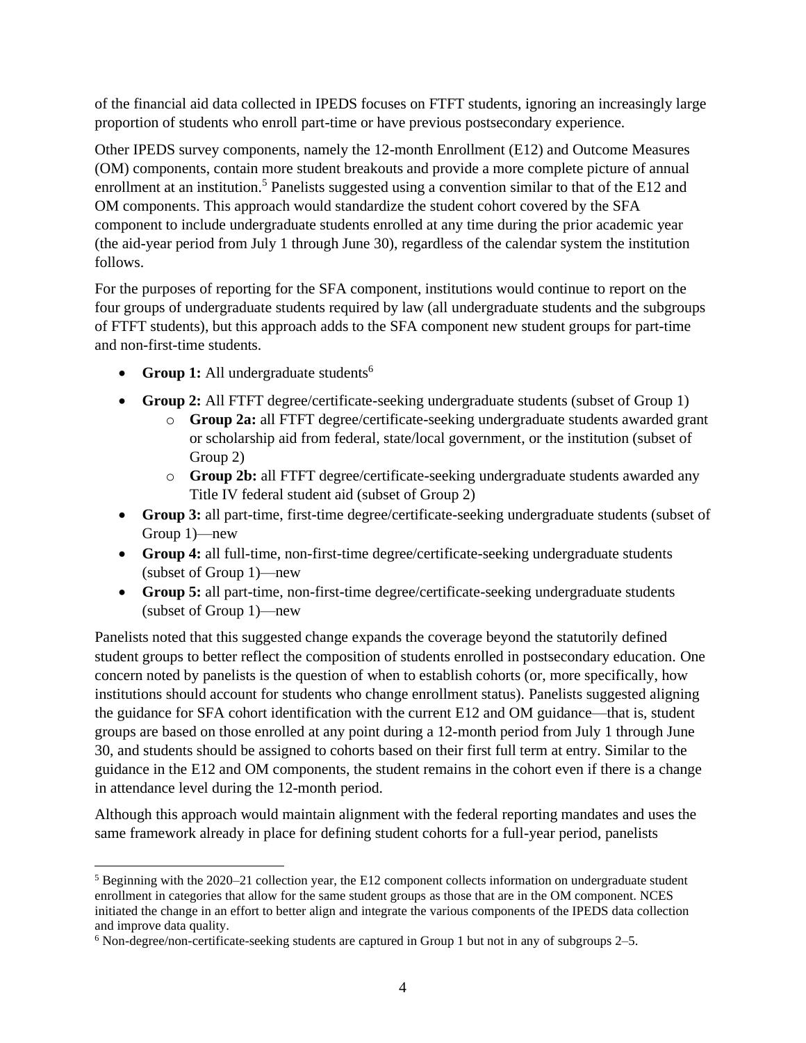of the financial aid data collected in IPEDS focuses on FTFT students, ignoring an increasingly large proportion of students who enroll part-time or have previous postsecondary experience.

Other IPEDS survey components, namely the 12-month Enrollment (E12) and Outcome Measures (OM) components, contain more student breakouts and provide a more complete picture of annual enrollment at an institution.[5] Panelists suggested using a convention similar to that of the E12 and OM components. This approach would standardize the student cohort covered by the SFA component to include undergraduate students enrolled at any time during the prior academic year (the aid-year period from July 1 through June 30), regardless of the calendar system the institution follows.

For the purposes of reporting for the SFA component, institutions would continue to report on the four groups of undergraduate students required by law (all undergraduate students and the subgroups of FTFT students), but this approach adds to the SFA component new student groups for part-time and non-first-time students.

- **Group 1:** All undergraduate students[6]
- **Group 2:** All FTFT degree/certificate-seeking undergraduate students (subset of Group 1)
  - **Group 2a:** all FTFT degree/certificate-seeking undergraduate students awarded grant or scholarship aid from federal, state/local government, or the institution (subset of Group 2)
  - **Group 2b:** all FTFT degree/certificate-seeking undergraduate students awarded any Title IV federal student aid (subset of Group 2)
- **Group 3:** all part-time, first-time degree/certificate-seeking undergraduate students (subset of Group 1)—new
- **Group 4:** all full-time, non-first-time degree/certificate-seeking undergraduate students (subset of Group 1)—new
- **Group 5:** all part-time, non-first-time degree/certificate-seeking undergraduate students (subset of Group 1)—new

Panelists noted that this suggested change expands the coverage beyond the statutorily defined student groups to better reflect the composition of students enrolled in postsecondary education. One concern noted by panelists is the question of when to establish cohorts (or, more specifically, how institutions should account for students who change enrollment status). Panelists suggested aligning the guidance for SFA cohort identification with the current E12 and OM guidance—that is, student groups are based on those enrolled at any point during a 12-month period from July 1 through June 30, and students should be assigned to cohorts based on their first full term at entry. Similar to the guidance in the E12 and OM components, the student remains in the cohort even if there is a change in attendance level during the 12-month period.

Although this approach would maintain alignment with the federal reporting mandates and uses the same framework already in place for defining student cohorts for a full-year period, panelists

---

[5] Beginning with the 2020–21 collection year, the E12 component collects information on undergraduate student enrollment in categories that allow for the same student groups as those that are in the OM component. NCES initiated the change in an effort to better align and integrate the various components of the IPEDS data collection and improve data quality.

[6] Non-degree/non-certificate-seeking students are captured in Group 1 but not in any of subgroups 2–5.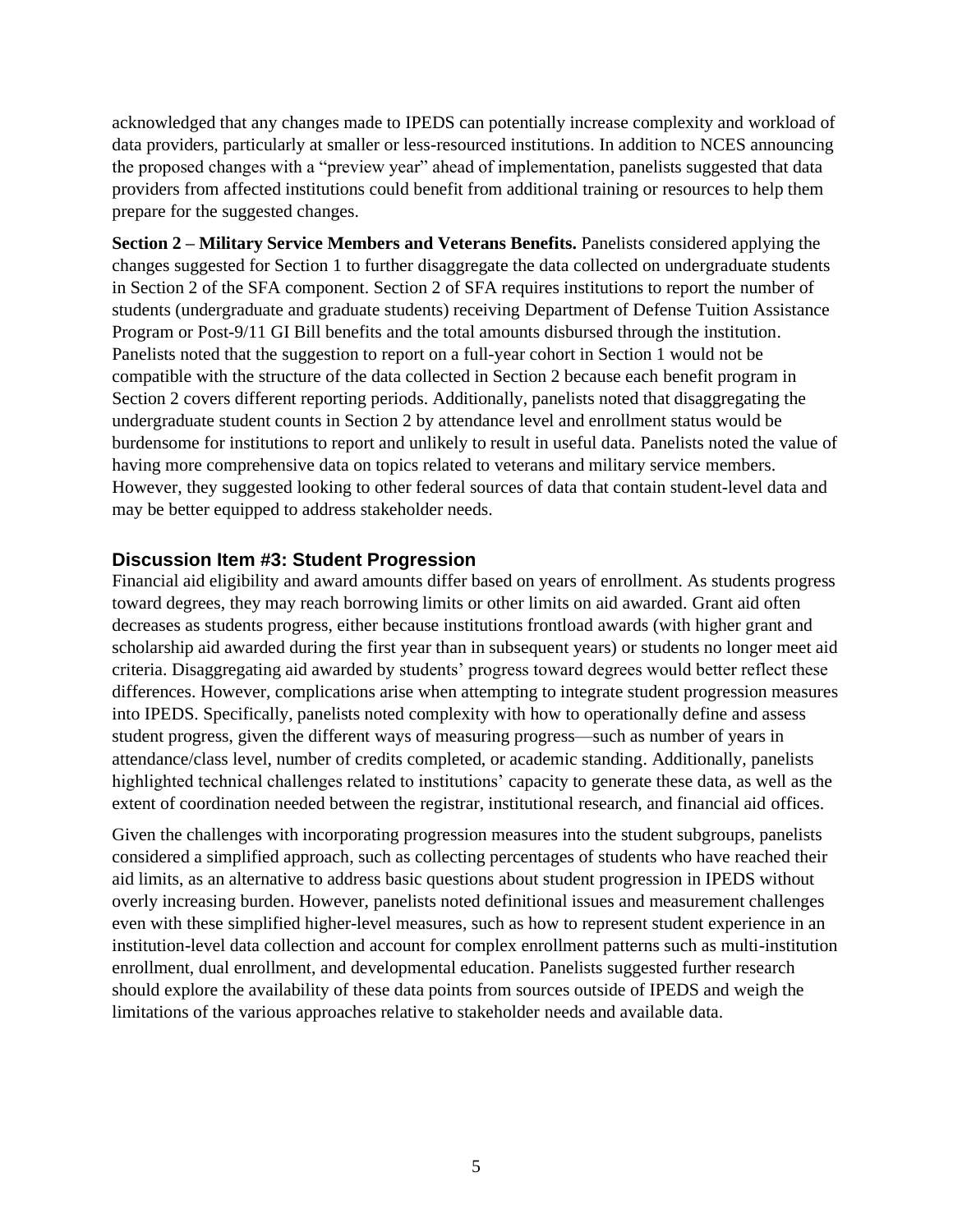acknowledged that any changes made to IPEDS can potentially increase complexity and workload of data providers, particularly at smaller or less-resourced institutions. In addition to NCES announcing the proposed changes with a "preview year" ahead of implementation, panelists suggested that data providers from affected institutions could benefit from additional training or resources to help them prepare for the suggested changes.

**Section 2 – Military Service Members and Veterans Benefits.** Panelists considered applying the changes suggested for Section 1 to further disaggregate the data collected on undergraduate students in Section 2 of the SFA component. Section 2 of SFA requires institutions to report the number of students (undergraduate and graduate students) receiving Department of Defense Tuition Assistance Program or Post-9/11 GI Bill benefits and the total amounts disbursed through the institution. Panelists noted that the suggestion to report on a full-year cohort in Section 1 would not be compatible with the structure of the data collected in Section 2 because each benefit program in Section 2 covers different reporting periods. Additionally, panelists noted that disaggregating the undergraduate student counts in Section 2 by attendance level and enrollment status would be burdensome for institutions to report and unlikely to result in useful data. Panelists noted the value of having more comprehensive data on topics related to veterans and military service members. However, they suggested looking to other federal sources of data that contain student-level data and may be better equipped to address stakeholder needs.

## Discussion Item #3: Student Progression

Financial aid eligibility and award amounts differ based on years of enrollment. As students progress toward degrees, they may reach borrowing limits or other limits on aid awarded. Grant aid often decreases as students progress, either because institutions frontload awards (with higher grant and scholarship aid awarded during the first year than in subsequent years) or students no longer meet aid criteria. Disaggregating aid awarded by students' progress toward degrees would better reflect these differences. However, complications arise when attempting to integrate student progression measures into IPEDS. Specifically, panelists noted complexity with how to operationally define and assess student progress, given the different ways of measuring progress—such as number of years in attendance/class level, number of credits completed, or academic standing. Additionally, panelists highlighted technical challenges related to institutions' capacity to generate these data, as well as the extent of coordination needed between the registrar, institutional research, and financial aid offices.

Given the challenges with incorporating progression measures into the student subgroups, panelists considered a simplified approach, such as collecting percentages of students who have reached their aid limits, as an alternative to address basic questions about student progression in IPEDS without overly increasing burden. However, panelists noted definitional issues and measurement challenges even with these simplified higher-level measures, such as how to represent student experience in an institution-level data collection and account for complex enrollment patterns such as multi-institution enrollment, dual enrollment, and developmental education. Panelists suggested further research should explore the availability of these data points from sources outside of IPEDS and weigh the limitations of the various approaches relative to stakeholder needs and available data.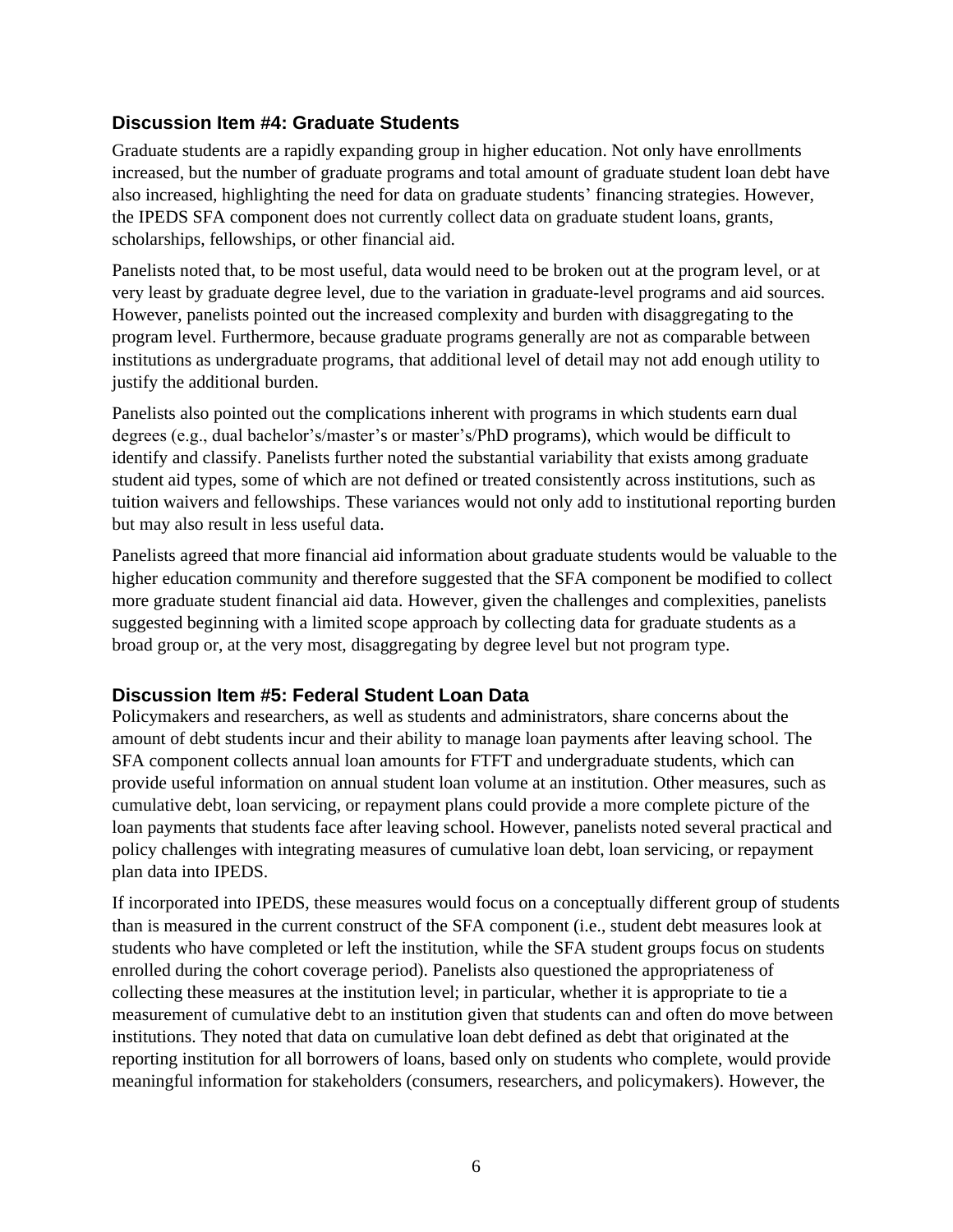### Discussion Item #4: Graduate Students

Graduate students are a rapidly expanding group in higher education. Not only have enrollments increased, but the number of graduate programs and total amount of graduate student loan debt have also increased, highlighting the need for data on graduate students' financing strategies. However, the IPEDS SFA component does not currently collect data on graduate student loans, grants, scholarships, fellowships, or other financial aid.

Panelists noted that, to be most useful, data would need to be broken out at the program level, or at very least by graduate degree level, due to the variation in graduate-level programs and aid sources. However, panelists pointed out the increased complexity and burden with disaggregating to the program level. Furthermore, because graduate programs generally are not as comparable between institutions as undergraduate programs, that additional level of detail may not add enough utility to justify the additional burden.

Panelists also pointed out the complications inherent with programs in which students earn dual degrees (e.g., dual bachelor's/master's or master's/PhD programs), which would be difficult to identify and classify. Panelists further noted the substantial variability that exists among graduate student aid types, some of which are not defined or treated consistently across institutions, such as tuition waivers and fellowships. These variances would not only add to institutional reporting burden but may also result in less useful data.

Panelists agreed that more financial aid information about graduate students would be valuable to the higher education community and therefore suggested that the SFA component be modified to collect more graduate student financial aid data. However, given the challenges and complexities, panelists suggested beginning with a limited scope approach by collecting data for graduate students as a broad group or, at the very most, disaggregating by degree level but not program type.

### Discussion Item #5: Federal Student Loan Data

Policymakers and researchers, as well as students and administrators, share concerns about the amount of debt students incur and their ability to manage loan payments after leaving school. The SFA component collects annual loan amounts for FTFT and undergraduate students, which can provide useful information on annual student loan volume at an institution. Other measures, such as cumulative debt, loan servicing, or repayment plans could provide a more complete picture of the loan payments that students face after leaving school. However, panelists noted several practical and policy challenges with integrating measures of cumulative loan debt, loan servicing, or repayment plan data into IPEDS.

If incorporated into IPEDS, these measures would focus on a conceptually different group of students than is measured in the current construct of the SFA component (i.e., student debt measures look at students who have completed or left the institution, while the SFA student groups focus on students enrolled during the cohort coverage period). Panelists also questioned the appropriateness of collecting these measures at the institution level; in particular, whether it is appropriate to tie a measurement of cumulative debt to an institution given that students can and often do move between institutions. They noted that data on cumulative loan debt defined as debt that originated at the reporting institution for all borrowers of loans, based only on students who complete, would provide meaningful information for stakeholders (consumers, researchers, and policymakers). However, the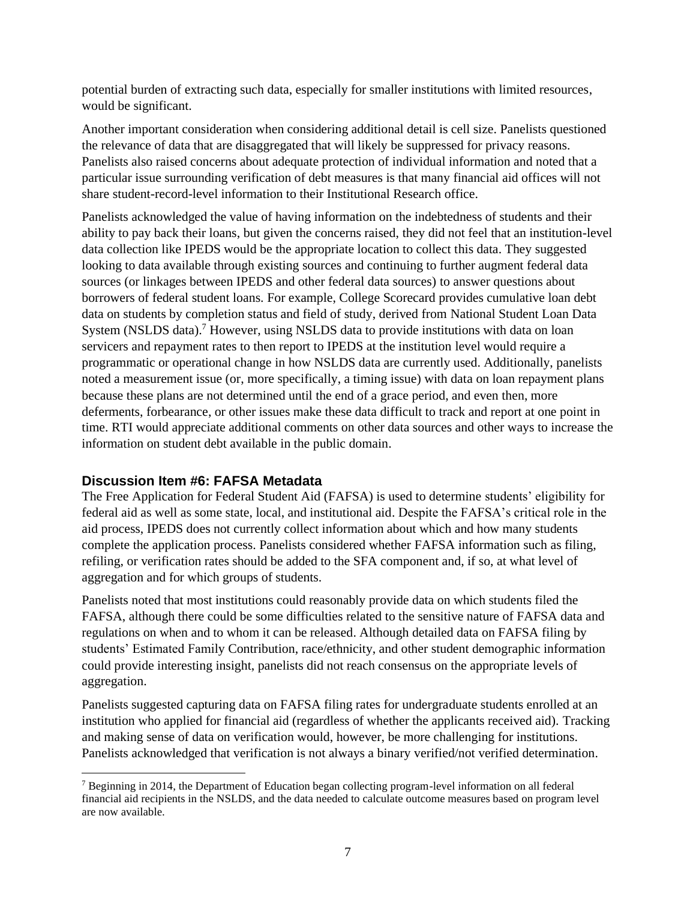potential burden of extracting such data, especially for smaller institutions with limited resources, would be significant.

Another important consideration when considering additional detail is cell size. Panelists questioned the relevance of data that are disaggregated that will likely be suppressed for privacy reasons. Panelists also raised concerns about adequate protection of individual information and noted that a particular issue surrounding verification of debt measures is that many financial aid offices will not share student-record-level information to their Institutional Research office.

Panelists acknowledged the value of having information on the indebtedness of students and their ability to pay back their loans, but given the concerns raised, they did not feel that an institution-level data collection like IPEDS would be the appropriate location to collect this data. They suggested looking to data available through existing sources and continuing to further augment federal data sources (or linkages between IPEDS and other federal data sources) to answer questions about borrowers of federal student loans. For example, College Scorecard provides cumulative loan debt data on students by completion status and field of study, derived from National Student Loan Data System (NSLDS data).[7] However, using NSLDS data to provide institutions with data on loan servicers and repayment rates to then report to IPEDS at the institution level would require a programmatic or operational change in how NSLDS data are currently used. Additionally, panelists noted a measurement issue (or, more specifically, a timing issue) with data on loan repayment plans because these plans are not determined until the end of a grace period, and even then, more deferments, forbearance, or other issues make these data difficult to track and report at one point in time. RTI would appreciate additional comments on other data sources and other ways to increase the information on student debt available in the public domain.

## Discussion Item #6: FAFSA Metadata

The Free Application for Federal Student Aid (FAFSA) is used to determine students' eligibility for federal aid as well as some state, local, and institutional aid. Despite the FAFSA's critical role in the aid process, IPEDS does not currently collect information about which and how many students complete the application process. Panelists considered whether FAFSA information such as filing, refiling, or verification rates should be added to the SFA component and, if so, at what level of aggregation and for which groups of students.

Panelists noted that most institutions could reasonably provide data on which students filed the FAFSA, although there could be some difficulties related to the sensitive nature of FAFSA data and regulations on when and to whom it can be released. Although detailed data on FAFSA filing by students' Estimated Family Contribution, race/ethnicity, and other student demographic information could provide interesting insight, panelists did not reach consensus on the appropriate levels of aggregation.

Panelists suggested capturing data on FAFSA filing rates for undergraduate students enrolled at an institution who applied for financial aid (regardless of whether the applicants received aid). Tracking and making sense of data on verification would, however, be more challenging for institutions. Panelists acknowledged that verification is not always a binary verified/not verified determination.

---

[7] Beginning in 2014, the Department of Education began collecting program-level information on all federal financial aid recipients in the NSLDS, and the data needed to calculate outcome measures based on program level are now available.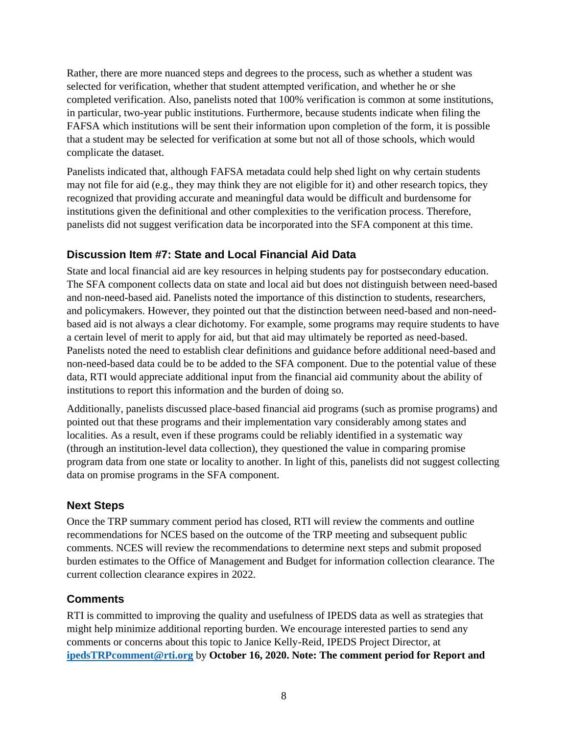Rather, there are more nuanced steps and degrees to the process, such as whether a student was selected for verification, whether that student attempted verification, and whether he or she completed verification. Also, panelists noted that 100% verification is common at some institutions, in particular, two-year public institutions. Furthermore, because students indicate when filing the FAFSA which institutions will be sent their information upon completion of the form, it is possible that a student may be selected for verification at some but not all of those schools, which would complicate the dataset.

Panelists indicated that, although FAFSA metadata could help shed light on why certain students may not file for aid (e.g., they may think they are not eligible for it) and other research topics, they recognized that providing accurate and meaningful data would be difficult and burdensome for institutions given the definitional and other complexities to the verification process. Therefore, panelists did not suggest verification data be incorporated into the SFA component at this time.

### Discussion Item #7: State and Local Financial Aid Data

State and local financial aid are key resources in helping students pay for postsecondary education. The SFA component collects data on state and local aid but does not distinguish between need-based and non-need-based aid. Panelists noted the importance of this distinction to students, researchers, and policymakers. However, they pointed out that the distinction between need-based and non-need-based aid is not always a clear dichotomy. For example, some programs may require students to have a certain level of merit to apply for aid, but that aid may ultimately be reported as need-based. Panelists noted the need to establish clear definitions and guidance before additional need-based and non-need-based data could be to be added to the SFA component. Due to the potential value of these data, RTI would appreciate additional input from the financial aid community about the ability of institutions to report this information and the burden of doing so.

Additionally, panelists discussed place-based financial aid programs (such as promise programs) and pointed out that these programs and their implementation vary considerably among states and localities. As a result, even if these programs could be reliably identified in a systematic way (through an institution-level data collection), they questioned the value in comparing promise program data from one state or locality to another. In light of this, panelists did not suggest collecting data on promise programs in the SFA component.

### Next Steps

Once the TRP summary comment period has closed, RTI will review the comments and outline recommendations for NCES based on the outcome of the TRP meeting and subsequent public comments. NCES will review the recommendations to determine next steps and submit proposed burden estimates to the Office of Management and Budget for information collection clearance. The current collection clearance expires in 2022.

### Comments

RTI is committed to improving the quality and usefulness of IPEDS data as well as strategies that might help minimize additional reporting burden. We encourage interested parties to send any comments or concerns about this topic to Janice Kelly-Reid, IPEDS Project Director, at **ipedsTRPcomment@rti.org** by **October 16, 2020. Note: The comment period for Report and**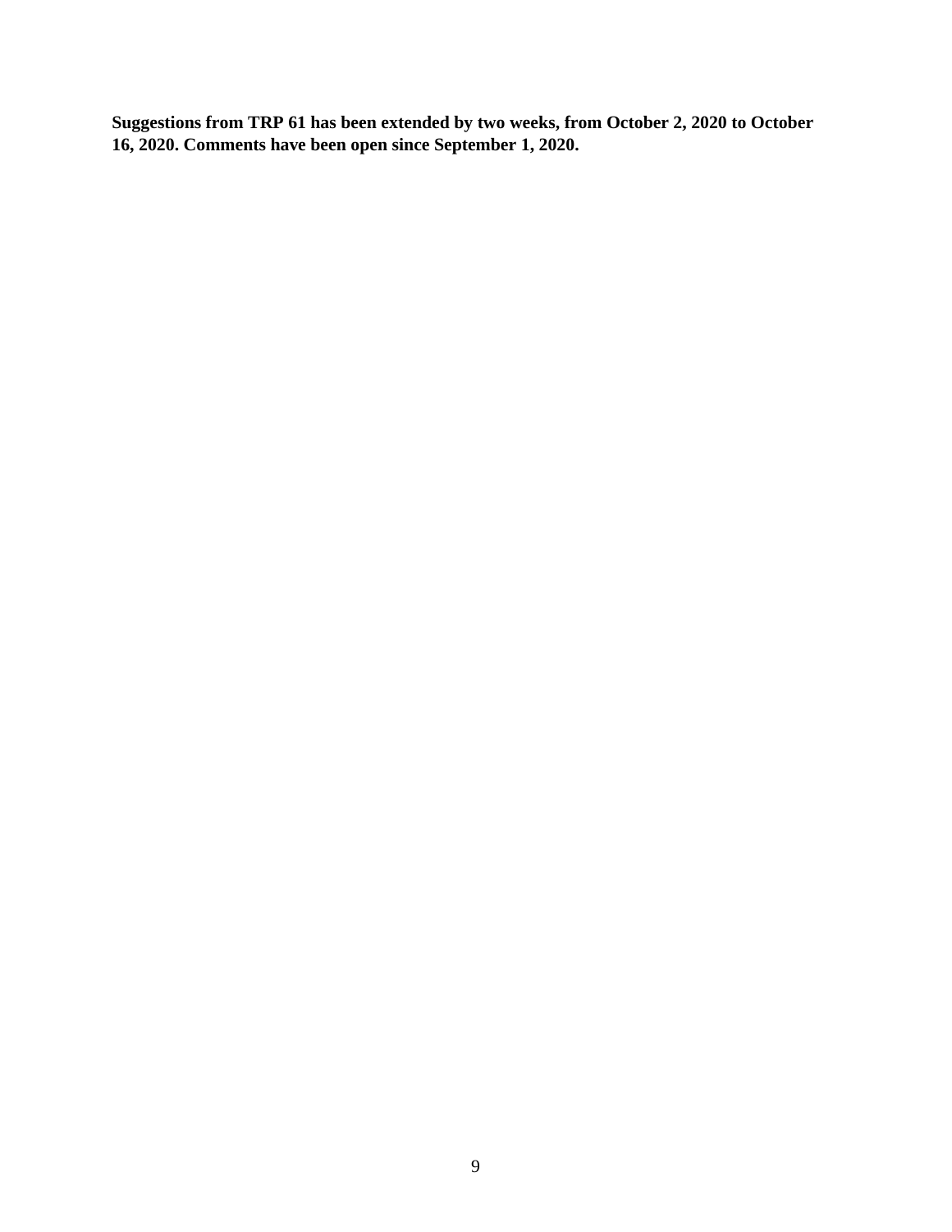**Suggestions from TRP 61 has been extended by two weeks, from October 2, 2020 to October 16, 2020. Comments have been open since September 1, 2020.**